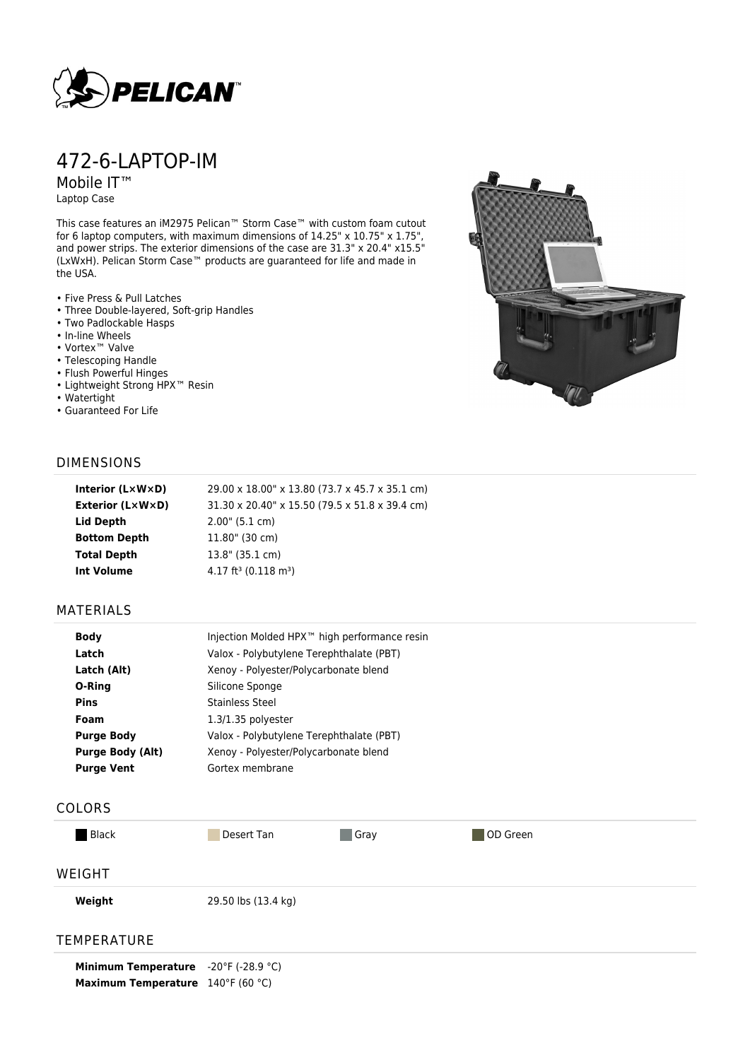# 472-6-LAPTOP-IM

## Mobile IT™

Laptop Case

This case features an iM2975 Pelican™ Storm Case™ with custom foam cutout for 6 laptop computers, with maximum dimensions of 14.25" x 10.75" x 1.75", and power strips. The exterior dimensions of the case are 31.3" x 20.4" x15.5" (LxWxH). Pelican Storm Case™ products are guaranteed for life and made in the USA.

- Five Press & Pull Latches
- Three Double-layered, Soft-grip Handles
- Two Padlockable Hasps
- In-line Wheels
- Vortex™ Valve
- Telescoping Handle
- Flush Powerful Hinges
- Lightweight Strong HPX™ Resin
- Watertight
- Guaranteed For Life

## DIMENSIONS

| | |
|---|---|
| **Interior (L×W×D)** | 29.00 x 18.00" x 13.80 (73.7 x 45.7 x 35.1 cm) |
| **Exterior (L×W×D)** | 31.30 x 20.40" x 15.50 (79.5 x 51.8 x 39.4 cm) |
| **Lid Depth** | 2.00" (5.1 cm) |
| **Bottom Depth** | 11.80" (30 cm) |
| **Total Depth** | 13.8" (35.1 cm) |
| **Int Volume** | 4.17 ft³ (0.118 m³) |

## MATERIALS

| | |
|---|---|
| **Body** | Injection Molded HPX™ high performance resin |
| **Latch** | Valox - Polybutylene Terephthalate (PBT) |
| **Latch (Alt)** | Xenoy - Polyester/Polycarbonate blend |
| **O-Ring** | Silicone Sponge |
| **Pins** | Stainless Steel |
| **Foam** | 1.3/1.35 polyester |
| **Purge Body** | Valox - Polybutylene Terephthalate (PBT) |
| **Purge Body (Alt)** | Xenoy - Polyester/Polycarbonate blend |
| **Purge Vent** | Gortex membrane |

## COLORS

Black | Desert Tan | Gray | OD Green

## WEIGHT

| | |
|---|---|
| **Weight** | 29.50 lbs (13.4 kg) |

## TEMPERATURE

| | |
|---|---|
| **Minimum Temperature** | -20°F (-28.9 °C) |
| **Maximum Temperature** | 140°F (60 °C) |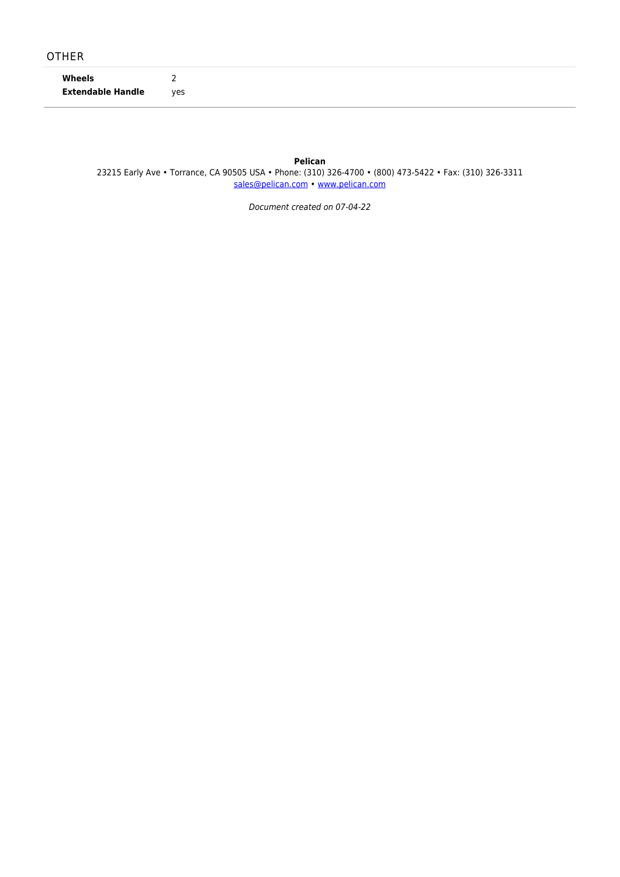## OTHER

| | |
|---|---|
| **Wheels** | 2 |
| **Extendable Handle** | yes |

**Pelican**
23215 Early Ave • Torrance, CA 90505 USA • Phone: (310) 326-4700 • (800) 473-5422 • Fax: (310) 326-3311
sales@pelican.com • www.pelican.com

*Document created on 07-04-22*